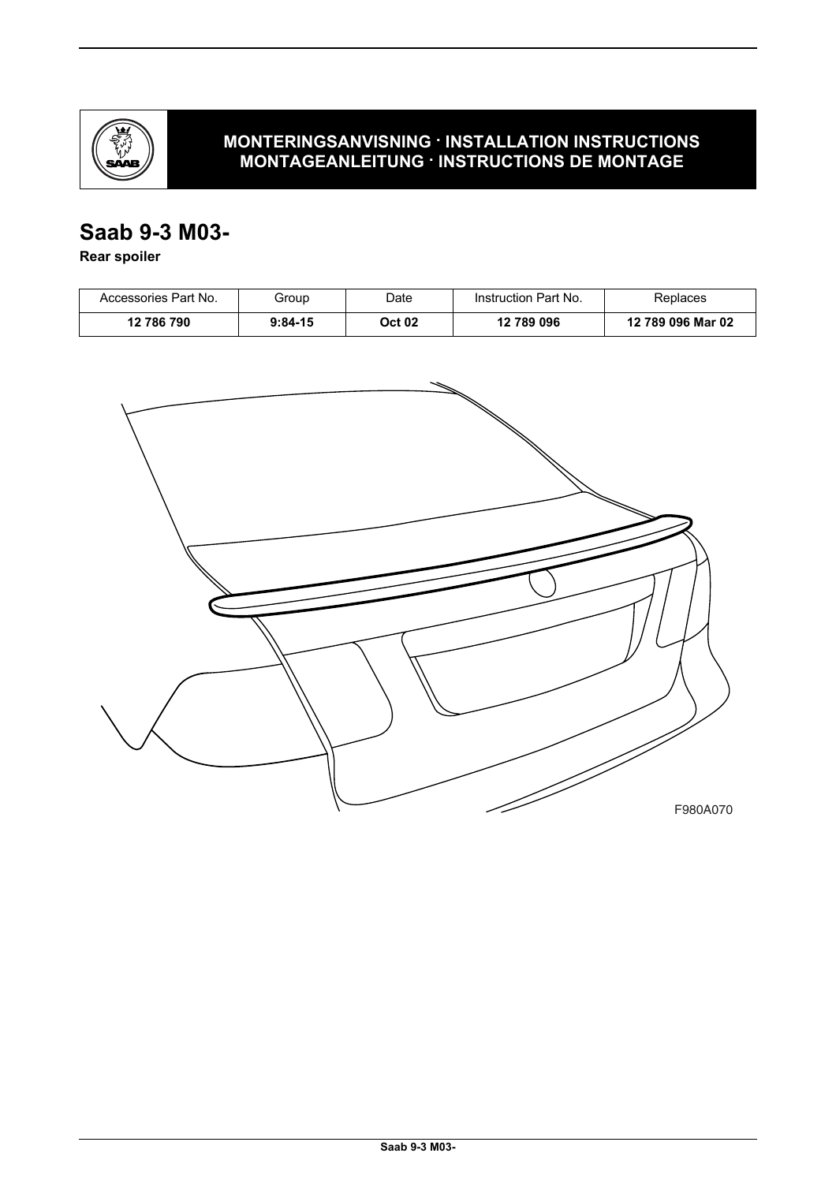**MONTERINGSANVISNING · INSTALLATION INSTRUCTIONS**
**MONTAGEANLEITUNG · INSTRUCTIONS DE MONTAGE**

# Saab 9-3 M03-

**Rear spoiler**

| Accessories Part No. | Group | Date | Instruction Part No. | Replaces |
|---|---|---|---|---|
| **12 786 790** | **9:84-15** | **Oct 02** | **12 789 096** | **12 789 096 Mar 02** |

F980A070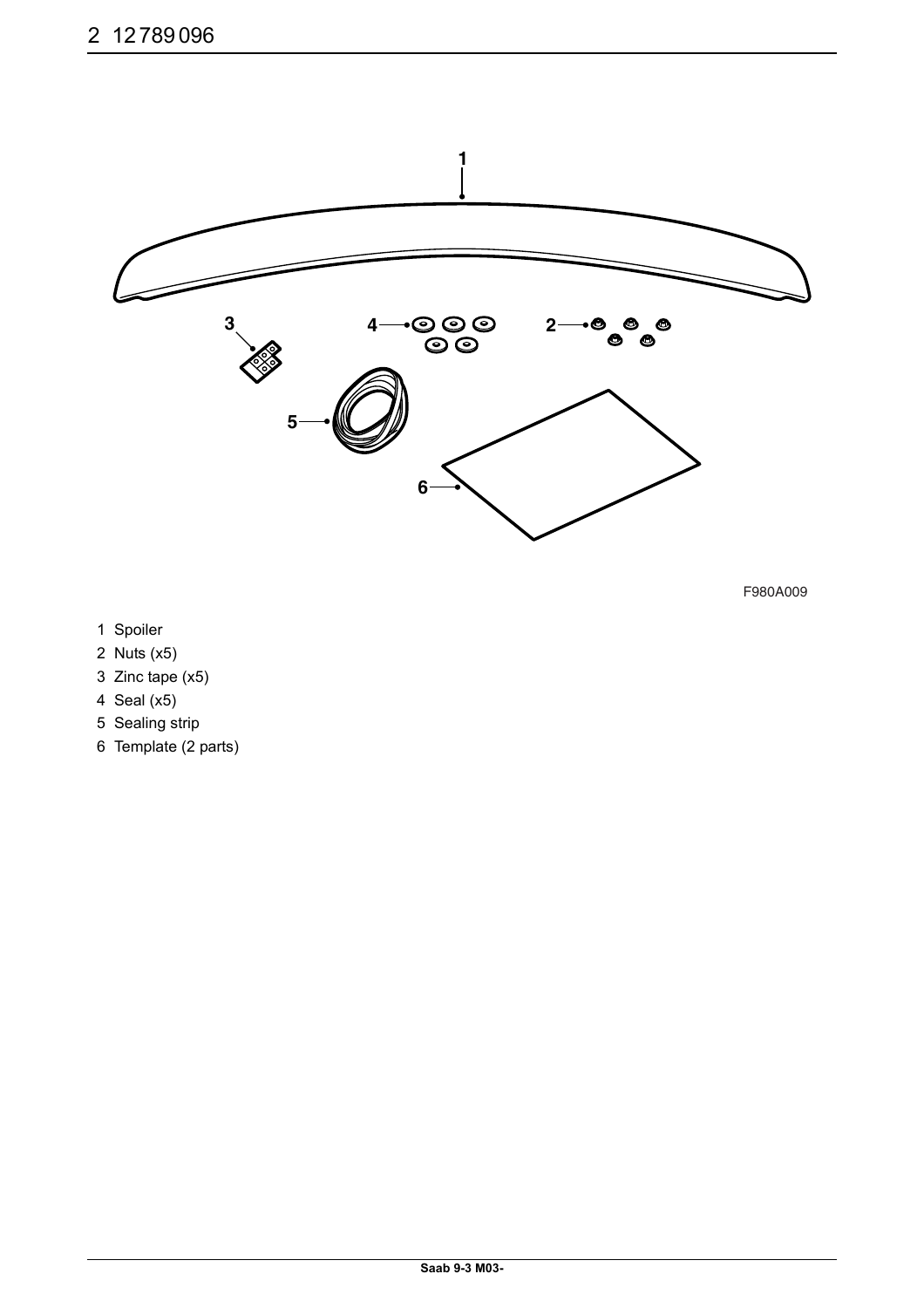F980A009

1 Spoiler
2 Nuts (x5)
3 Zinc tape (x5)
4 Seal (x5)
5 Sealing strip
6 Template (2 parts)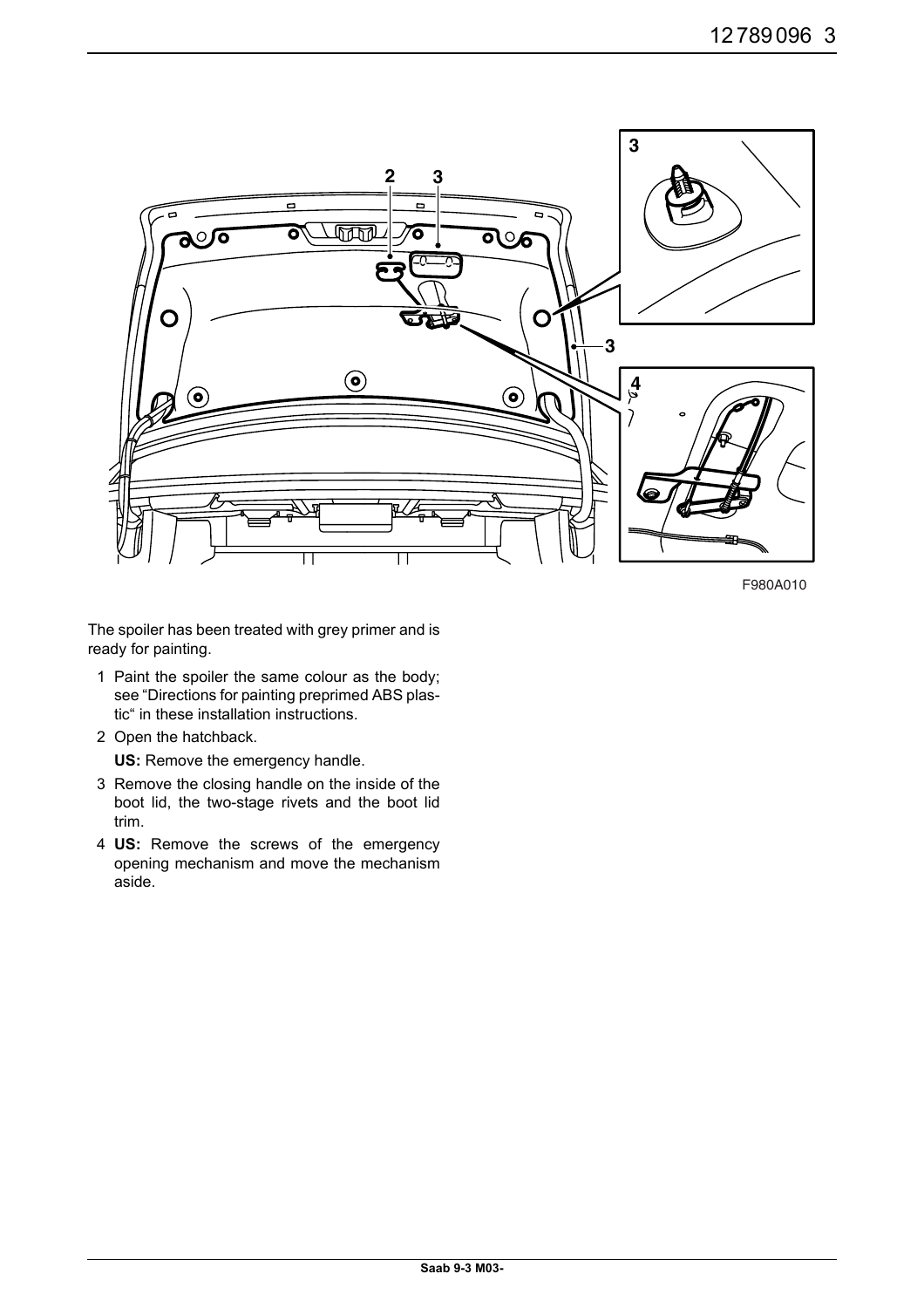F980A010

The spoiler has been treated with grey primer and is ready for painting.

1 Paint the spoiler the same colour as the body; see “Directions for painting preprimed ABS plastic“ in these installation instructions.

2 Open the hatchback.

   **US:** Remove the emergency handle.

3 Remove the closing handle on the inside of the boot lid, the two-stage rivets and the boot lid trim.

4 **US:** Remove the screws of the emergency opening mechanism and move the mechanism aside.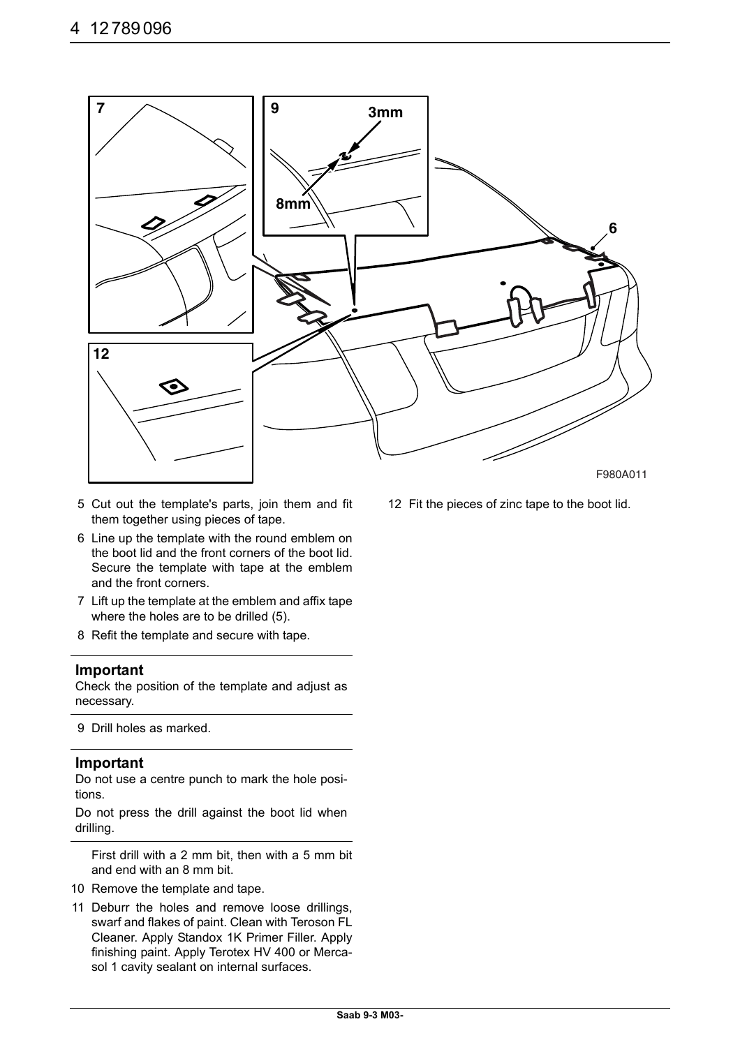5 Cut out the template's parts, join them and fit them together using pieces of tape.
6 Line up the template with the round emblem on the boot lid and the front corners of the boot lid. Secure the template with tape at the emblem and the front corners.
7 Lift up the template at the emblem and affix tape where the holes are to be drilled (5).
8 Refit the template and secure with tape.

---

**Important**

Check the position of the template and adjust as necessary.

---

9 Drill holes as marked.

---

**Important**

Do not use a centre punch to mark the hole positions.

Do not press the drill against the boot lid when drilling.

---

First drill with a 2 mm bit, then with a 5 mm bit and end with an 8 mm bit.

10 Remove the template and tape.
11 Deburr the holes and remove loose drillings, swarf and flakes of paint. Clean with Teroson FL Cleaner. Apply Standox 1K Primer Filler. Apply finishing paint. Apply Terotex HV 400 or Mercasol 1 cavity sealant on internal surfaces.
12 Fit the pieces of zinc tape to the boot lid.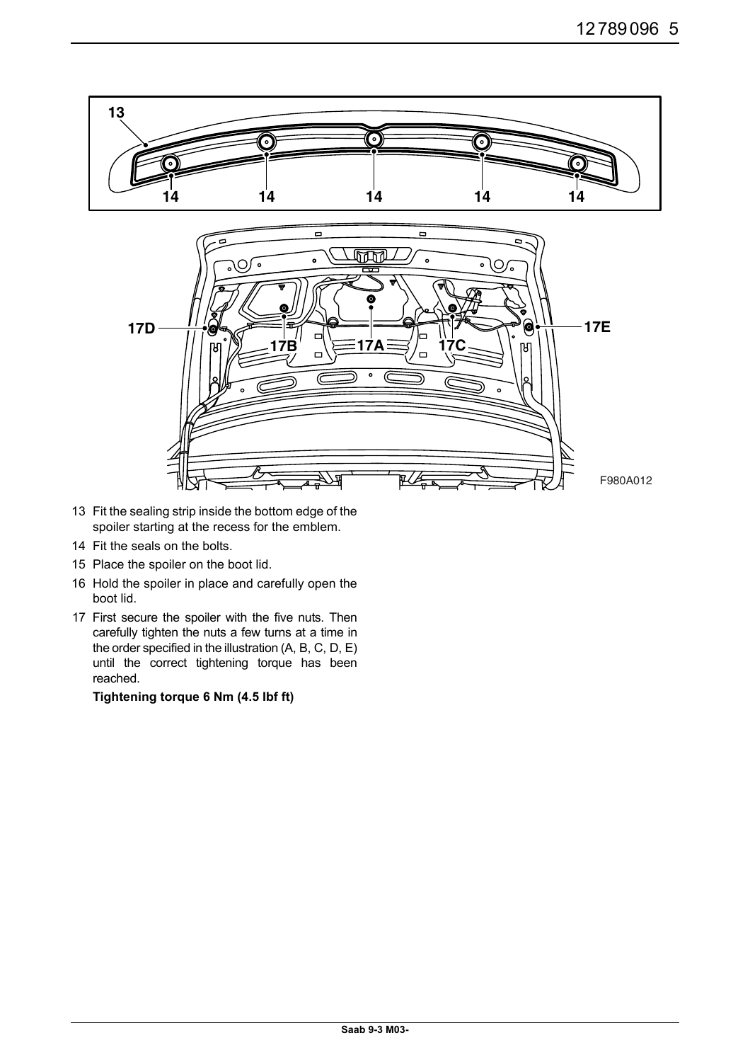13 Fit the sealing strip inside the bottom edge of the spoiler starting at the recess for the emblem.

14 Fit the seals on the bolts.

15 Place the spoiler on the boot lid.

16 Hold the spoiler in place and carefully open the boot lid.

17 First secure the spoiler with the five nuts. Then carefully tighten the nuts a few turns at a time in the order specified in the illustration (A, B, C, D, E) until the correct tightening torque has been reached.

**Tightening torque 6 Nm (4.5 lbf ft)**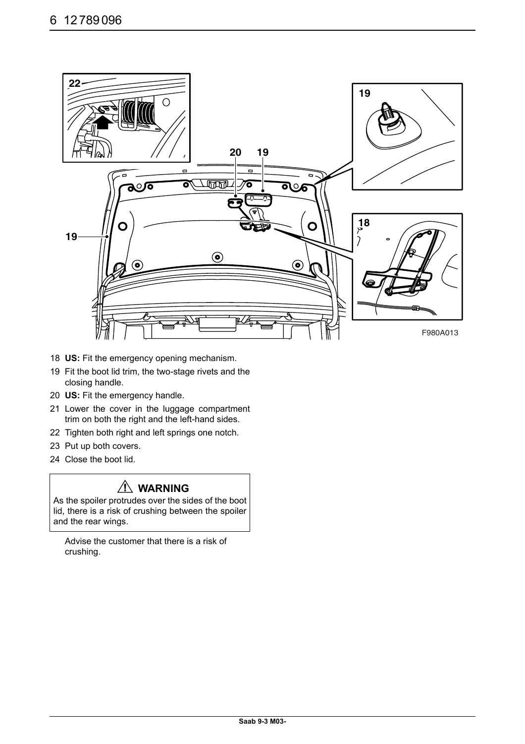18 **US:** Fit the emergency opening mechanism.

19 Fit the boot lid trim, the two-stage rivets and the closing handle.

20 **US:** Fit the emergency handle.

21 Lower the cover in the luggage compartment trim on both the right and the left-hand sides.

22 Tighten both right and left springs one notch.

23 Put up both covers.

24 Close the boot lid.

> ⚠ **WARNING**
>
> As the spoiler protrudes over the sides of the boot lid, there is a risk of crushing between the spoiler and the rear wings.

Advise the customer that there is a risk of crushing.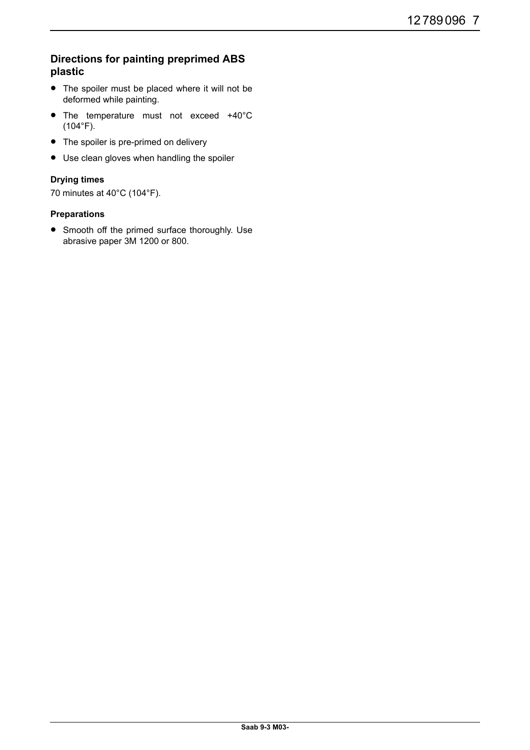## Directions for painting preprimed ABS plastic

- The spoiler must be placed where it will not be deformed while painting.
- The temperature must not exceed +40°C (104°F).
- The spoiler is pre-primed on delivery
- Use clean gloves when handling the spoiler

### Drying times

70 minutes at 40°C (104°F).

### Preparations

- Smooth off the primed surface thoroughly. Use abrasive paper 3M 1200 or 800.